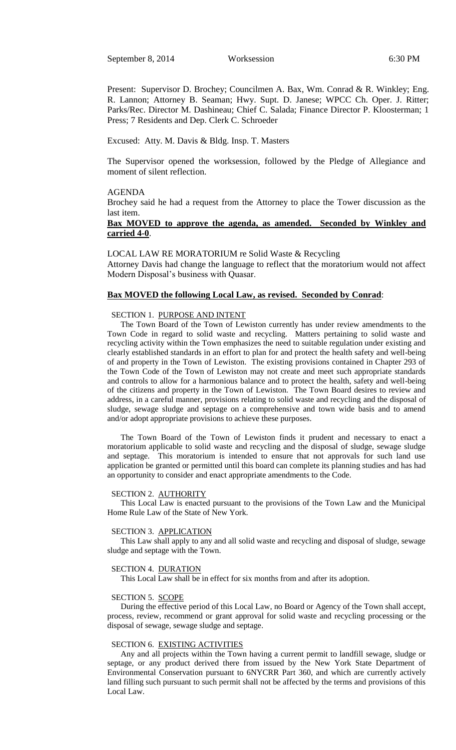September 8, 2014 Worksession 6:30 PM

Present: Supervisor D. Brochey; Councilmen A. Bax, Wm. Conrad & R. Winkley; Eng. R. Lannon; Attorney B. Seaman; Hwy. Supt. D. Janese; WPCC Ch. Oper. J. Ritter; Parks/Rec. Director M. Dashineau; Chief C. Salada; Finance Director P. Kloosterman; 1 Press; 7 Residents and Dep. Clerk C. Schroeder

Excused: Atty. M. Davis & Bldg. Insp. T. Masters

The Supervisor opened the worksession, followed by the Pledge of Allegiance and moment of silent reflection.

AGENDA

Brochey said he had a request from the Attorney to place the Tower discussion as the last item.

**Bax MOVED to approve the agenda, as amended. Seconded by Winkley and carried 4-0**.

LOCAL LAW RE MORATORIUM re Solid Waste & Recycling

Attorney Davis had change the language to reflect that the moratorium would not affect Modern Disposal's business with Quasar.

**Bax MOVED the following Local Law, as revised. Seconded by Conrad**:

SECTION 1. PURPOSE AND INTENT

The Town Board of the Town of Lewiston currently has under review amendments to the Town Code in regard to solid waste and recycling. Matters pertaining to solid waste and recycling activity within the Town emphasizes the need to suitable regulation under existing and clearly established standards in an effort to plan for and protect the health safety and well-being of and property in the Town of Lewiston. The existing provisions contained in Chapter 293 of the Town Code of the Town of Lewiston may not create and meet such appropriate standards and controls to allow for a harmonious balance and to protect the health, safety and well-being of the citizens and property in the Town of Lewiston. The Town Board desires to review and address, in a careful manner, provisions relating to solid waste and recycling and the disposal of sludge, sewage sludge and septage on a comprehensive and town wide basis and to amend and/or adopt appropriate provisions to achieve these purposes.

The Town Board of the Town of Lewiston finds it prudent and necessary to enact a moratorium applicable to solid waste and recycling and the disposal of sludge, sewage sludge and septage. This moratorium is intended to ensure that not approvals for such land use application be granted or permitted until this board can complete its planning studies and has had an opportunity to consider and enact appropriate amendments to the Code.

SECTION 2. AUTHORITY

This Local Law is enacted pursuant to the provisions of the Town Law and the Municipal Home Rule Law of the State of New York.

SECTION 3. APPLICATION

This Law shall apply to any and all solid waste and recycling and disposal of sludge, sewage sludge and septage with the Town.

SECTION 4. DURATION

This Local Law shall be in effect for six months from and after its adoption.

SECTION 5. SCOPE

During the effective period of this Local Law, no Board or Agency of the Town shall accept, process, review, recommend or grant approval for solid waste and recycling processing or the disposal of sewage, sewage sludge and septage.

SECTION 6. EXISTING ACTIVITIES

Any and all projects within the Town having a current permit to landfill sewage, sludge or septage, or any product derived there from issued by the New York State Department of Environmental Conservation pursuant to 6NYCRR Part 360, and which are currently actively land filling such pursuant to such permit shall not be affected by the terms and provisions of this Local Law.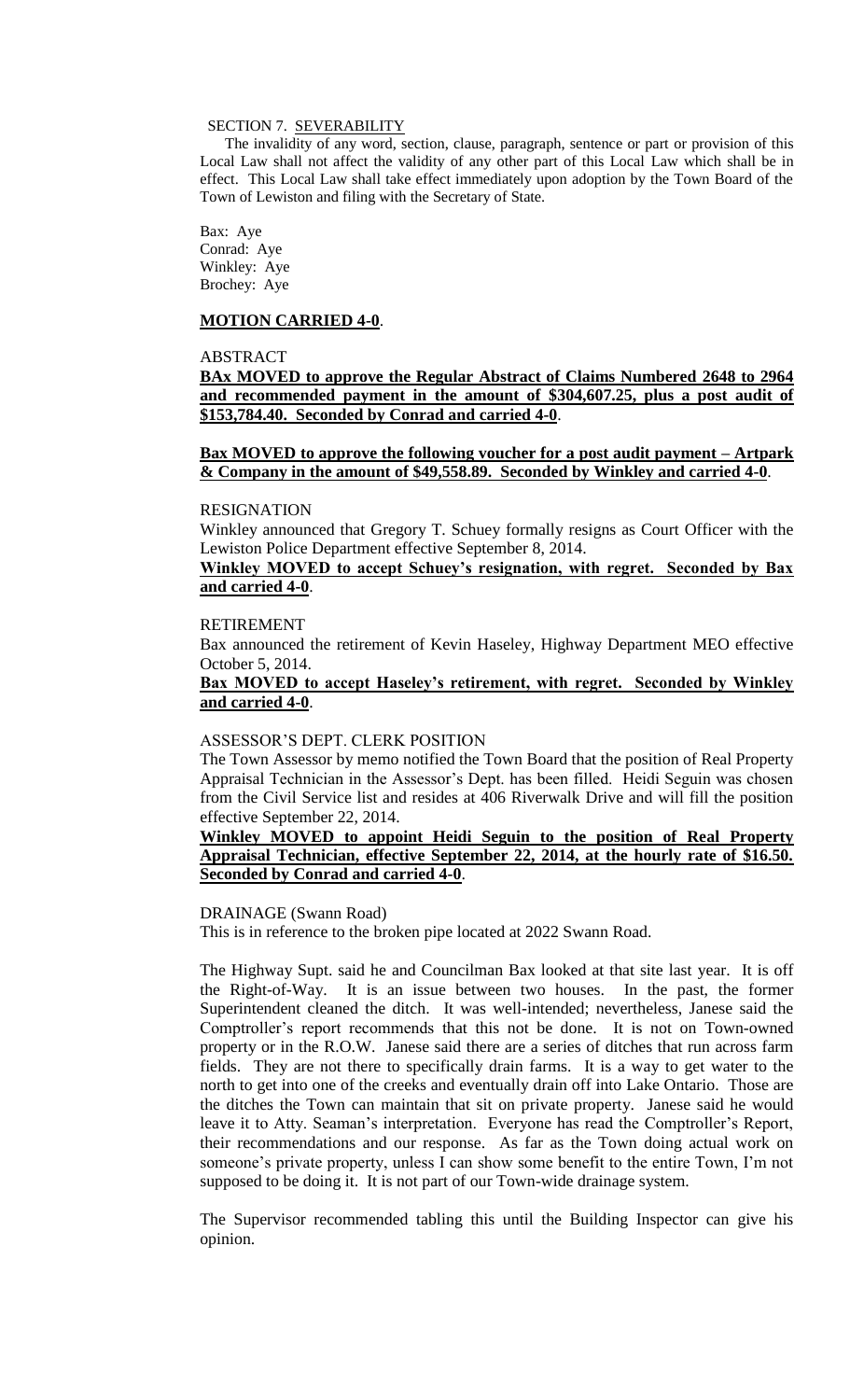SECTION 7. SEVERABILITY

The invalidity of any word, section, clause, paragraph, sentence or part or provision of this Local Law shall not affect the validity of any other part of this Local Law which shall be in effect. This Local Law shall take effect immediately upon adoption by the Town Board of the Town of Lewiston and filing with the Secretary of State.

Bax: Aye
Conrad: Aye
Winkley: Aye
Brochey: Aye

**MOTION CARRIED 4-0**.

ABSTRACT

**BAx MOVED to approve the Regular Abstract of Claims Numbered 2648 to 2964 and recommended payment in the amount of $304,607.25, plus a post audit of $153,784.40. Seconded by Conrad and carried 4-0**.

**Bax MOVED to approve the following voucher for a post audit payment – Artpark & Company in the amount of $49,558.89. Seconded by Winkley and carried 4-0**.

RESIGNATION

Winkley announced that Gregory T. Schuey formally resigns as Court Officer with the Lewiston Police Department effective September 8, 2014.

**Winkley MOVED to accept Schuey's resignation, with regret. Seconded by Bax and carried 4-0**.

RETIREMENT

Bax announced the retirement of Kevin Haseley, Highway Department MEO effective October 5, 2014.

**Bax MOVED to accept Haseley's retirement, with regret. Seconded by Winkley and carried 4-0**.

ASSESSOR'S DEPT. CLERK POSITION

The Town Assessor by memo notified the Town Board that the position of Real Property Appraisal Technician in the Assessor's Dept. has been filled. Heidi Seguin was chosen from the Civil Service list and resides at 406 Riverwalk Drive and will fill the position effective September 22, 2014.

**Winkley MOVED to appoint Heidi Seguin to the position of Real Property Appraisal Technician, effective September 22, 2014, at the hourly rate of $16.50. Seconded by Conrad and carried 4-0**.

DRAINAGE (Swann Road)

This is in reference to the broken pipe located at 2022 Swann Road.

The Highway Supt. said he and Councilman Bax looked at that site last year. It is off the Right-of-Way. It is an issue between two houses. In the past, the former Superintendent cleaned the ditch. It was well-intended; nevertheless, Janese said the Comptroller's report recommends that this not be done. It is not on Town-owned property or in the R.O.W. Janese said there are a series of ditches that run across farm fields. They are not there to specifically drain farms. It is a way to get water to the north to get into one of the creeks and eventually drain off into Lake Ontario. Those are the ditches the Town can maintain that sit on private property. Janese said he would leave it to Atty. Seaman's interpretation. Everyone has read the Comptroller's Report, their recommendations and our response. As far as the Town doing actual work on someone's private property, unless I can show some benefit to the entire Town, I'm not supposed to be doing it. It is not part of our Town-wide drainage system.

The Supervisor recommended tabling this until the Building Inspector can give his opinion.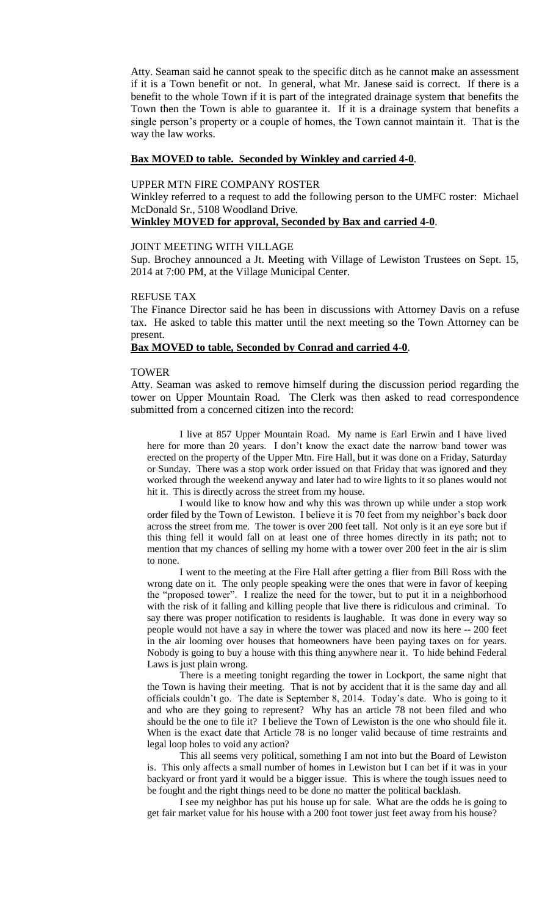Atty. Seaman said he cannot speak to the specific ditch as he cannot make an assessment if it is a Town benefit or not. In general, what Mr. Janese said is correct. If there is a benefit to the whole Town if it is part of the integrated drainage system that benefits the Town then the Town is able to guarantee it. If it is a drainage system that benefits a single person's property or a couple of homes, the Town cannot maintain it. That is the way the law works.

**Bax MOVED to table. Seconded by Winkley and carried 4-0**.

UPPER MTN FIRE COMPANY ROSTER

Winkley referred to a request to add the following person to the UMFC roster: Michael McDonald Sr., 5108 Woodland Drive.

**Winkley MOVED for approval, Seconded by Bax and carried 4-0**.

JOINT MEETING WITH VILLAGE

Sup. Brochey announced a Jt. Meeting with Village of Lewiston Trustees on Sept. 15, 2014 at 7:00 PM, at the Village Municipal Center.

REFUSE TAX

The Finance Director said he has been in discussions with Attorney Davis on a refuse tax. He asked to table this matter until the next meeting so the Town Attorney can be present.

**Bax MOVED to table, Seconded by Conrad and carried 4-0**.

TOWER

Atty. Seaman was asked to remove himself during the discussion period regarding the tower on Upper Mountain Road. The Clerk was then asked to read correspondence submitted from a concerned citizen into the record:

I live at 857 Upper Mountain Road. My name is Earl Erwin and I have lived here for more than 20 years. I don't know the exact date the narrow band tower was erected on the property of the Upper Mtn. Fire Hall, but it was done on a Friday, Saturday or Sunday. There was a stop work order issued on that Friday that was ignored and they worked through the weekend anyway and later had to wire lights to it so planes would not hit it. This is directly across the street from my house.

I would like to know how and why this was thrown up while under a stop work order filed by the Town of Lewiston. I believe it is 70 feet from my neighbor's back door across the street from me. The tower is over 200 feet tall. Not only is it an eye sore but if this thing fell it would fall on at least one of three homes directly in its path; not to mention that my chances of selling my home with a tower over 200 feet in the air is slim to none.

I went to the meeting at the Fire Hall after getting a flier from Bill Ross with the wrong date on it. The only people speaking were the ones that were in favor of keeping the "proposed tower". I realize the need for the tower, but to put it in a neighborhood with the risk of it falling and killing people that live there is ridiculous and criminal. To say there was proper notification to residents is laughable. It was done in every way so people would not have a say in where the tower was placed and now its here -- 200 feet in the air looming over houses that homeowners have been paying taxes on for years. Nobody is going to buy a house with this thing anywhere near it. To hide behind Federal Laws is just plain wrong.

There is a meeting tonight regarding the tower in Lockport, the same night that the Town is having their meeting. That is not by accident that it is the same day and all officials couldn't go. The date is September 8, 2014. Today's date. Who is going to it and who are they going to represent? Why has an article 78 not been filed and who should be the one to file it? I believe the Town of Lewiston is the one who should file it. When is the exact date that Article 78 is no longer valid because of time restraints and legal loop holes to void any action?

This all seems very political, something I am not into but the Board of Lewiston is. This only affects a small number of homes in Lewiston but I can bet if it was in your backyard or front yard it would be a bigger issue. This is where the tough issues need to be fought and the right things need to be done no matter the political backlash.

I see my neighbor has put his house up for sale. What are the odds he is going to get fair market value for his house with a 200 foot tower just feet away from his house?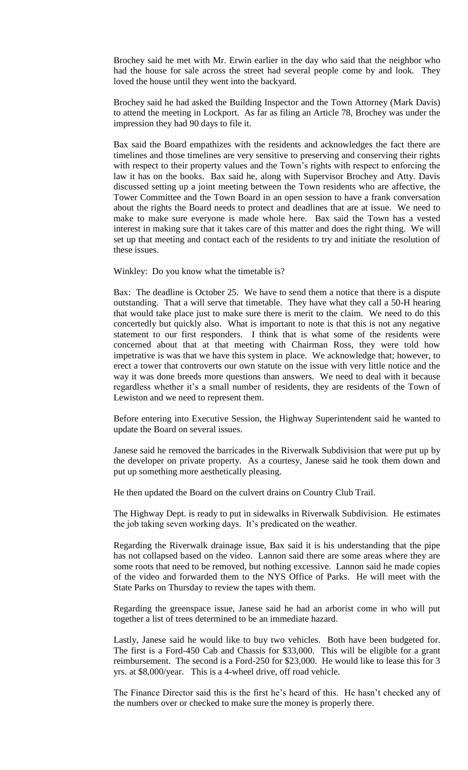Brochey said he met with Mr. Erwin earlier in the day who said that the neighbor who had the house for sale across the street had several people come by and look. They loved the house until they went into the backyard.

Brochey said he had asked the Building Inspector and the Town Attorney (Mark Davis) to attend the meeting in Lockport. As far as filing an Article 78, Brochey was under the impression they had 90 days to file it.

Bax said the Board empathizes with the residents and acknowledges the fact there are timelines and those timelines are very sensitive to preserving and conserving their rights with respect to their property values and the Town's rights with respect to enforcing the law it has on the books. Bax said he, along with Supervisor Brochey and Atty. Davis discussed setting up a joint meeting between the Town residents who are affective, the Tower Committee and the Town Board in an open session to have a frank conversation about the rights the Board needs to protect and deadlines that are at issue. We need to make to make sure everyone is made whole here. Bax said the Town has a vested interest in making sure that it takes care of this matter and does the right thing. We will set up that meeting and contact each of the residents to try and initiate the resolution of these issues.

Winkley: Do you know what the timetable is?

Bax: The deadline is October 25. We have to send them a notice that there is a dispute outstanding. That a will serve that timetable. They have what they call a 50-H hearing that would take place just to make sure there is merit to the claim. We need to do this concertedly but quickly also. What is important to note is that this is not any negative statement to our first responders. I think that is what some of the residents were concerned about that at that meeting with Chairman Ross, they were told how impetrative is was that we have this system in place. We acknowledge that; however, to erect a tower that controverts our own statute on the issue with very little notice and the way it was done breeds more questions than answers. We need to deal with it because regardless whether it's a small number of residents, they are residents of the Town of Lewiston and we need to represent them.

Before entering into Executive Session, the Highway Superintendent said he wanted to update the Board on several issues.

Janese said he removed the barricades in the Riverwalk Subdivision that were put up by the developer on private property. As a courtesy, Janese said he took them down and put up something more aesthetically pleasing.

He then updated the Board on the culvert drains on Country Club Trail.

The Highway Dept. is ready to put in sidewalks in Riverwalk Subdivision. He estimates the job taking seven working days. It's predicated on the weather.

Regarding the Riverwalk drainage issue, Bax said it is his understanding that the pipe has not collapsed based on the video. Lannon said there are some areas where they are some roots that need to be removed, but nothing excessive. Lannon said he made copies of the video and forwarded them to the NYS Office of Parks. He will meet with the State Parks on Thursday to review the tapes with them.

Regarding the greenspace issue, Janese said he had an arborist come in who will put together a list of trees determined to be an immediate hazard.

Lastly, Janese said he would like to buy two vehicles. Both have been budgeted for. The first is a Ford-450 Cab and Chassis for $33,000. This will be eligible for a grant reimbursement. The second is a Ford-250 for $23,000. He would like to lease this for 3 yrs. at $8,000/year. This is a 4-wheel drive, off road vehicle.

The Finance Director said this is the first he's heard of this. He hasn't checked any of the numbers over or checked to make sure the money is properly there.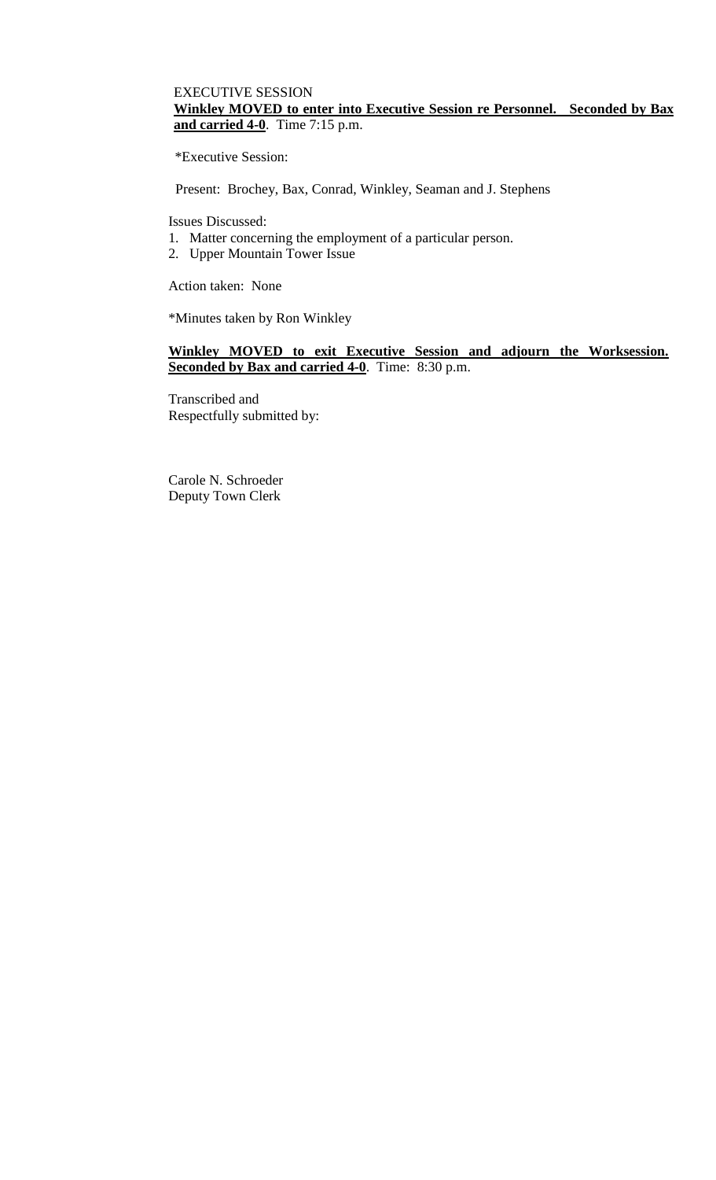EXECUTIVE SESSION

**Winkley MOVED to enter into Executive Session re Personnel. Seconded by Bax and carried 4-0**. Time 7:15 p.m.

*Executive Session:

Present: Brochey, Bax, Conrad, Winkley, Seaman and J. Stephens

Issues Discussed:

1. Matter concerning the employment of a particular person.
2. Upper Mountain Tower Issue

Action taken: None

*Minutes taken by Ron Winkley

**Winkley MOVED to exit Executive Session and adjourn the Worksession. Seconded by Bax and carried 4-0**. Time: 8:30 p.m.

Transcribed and
Respectfully submitted by:

Carole N. Schroeder
Deputy Town Clerk